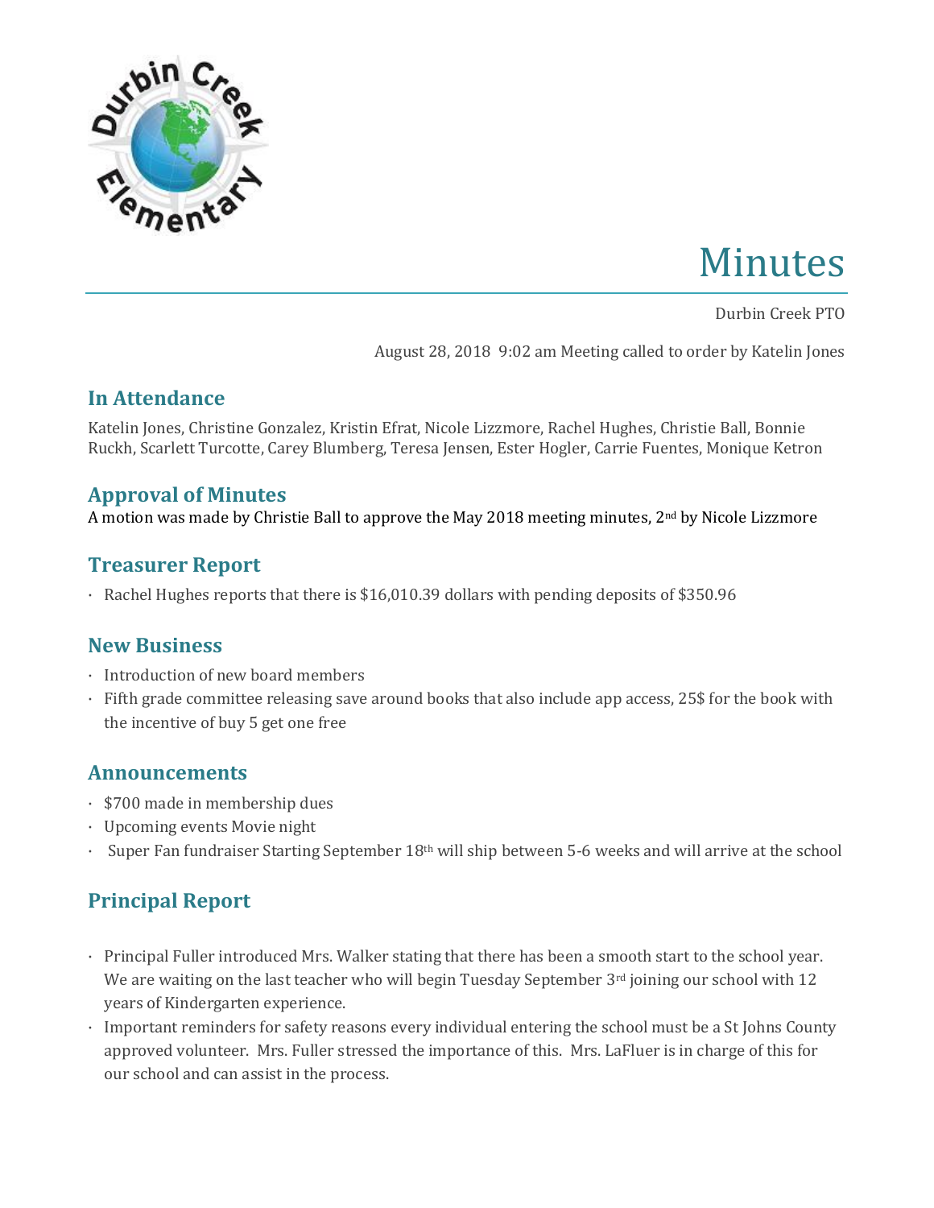# Minutes

Durbin Creek PTO

August 28, 2018 9:02 am Meeting called to order by Katelin Jones

## In Attendance

Katelin Jones, Christine Gonzalez, Kristin Efrat, Nicole Lizzmore, Rachel Hughes, Christie Ball, Bonnie Ruckh, Scarlett Turcotte, Carey Blumberg, Teresa Jensen, Ester Hogler, Carrie Fuentes, Monique Ketron

## Approval of Minutes

A motion was made by Christie Ball to approve the May 2018 meeting minutes, 2nd by Nicole Lizzmore

## Treasurer Report

- Rachel Hughes reports that there is $16,010.39 dollars with pending deposits of $350.96

## New Business

- Introduction of new board members
- Fifth grade committee releasing save around books that also include app access, 25$ for the book with the incentive of buy 5 get one free

## Announcements

- $700 made in membership dues
- Upcoming events Movie night
- Super Fan fundraiser Starting September 18th will ship between 5-6 weeks and will arrive at the school

## Principal Report

- Principal Fuller introduced Mrs. Walker stating that there has been a smooth start to the school year. We are waiting on the last teacher who will begin Tuesday September 3rd joining our school with 12 years of Kindergarten experience.
- Important reminders for safety reasons every individual entering the school must be a St Johns County approved volunteer. Mrs. Fuller stressed the importance of this. Mrs. LaFluer is in charge of this for our school and can assist in the process.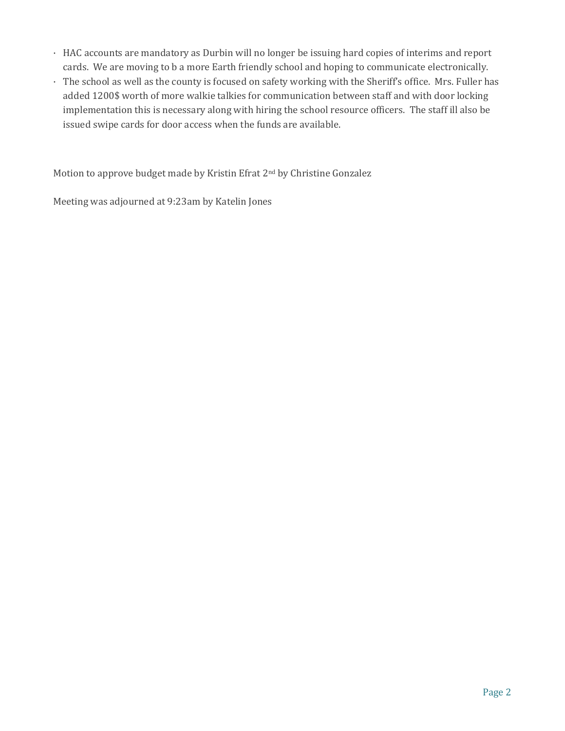- HAC accounts are mandatory as Durbin will no longer be issuing hard copies of interims and report cards. We are moving to b a more Earth friendly school and hoping to communicate electronically.
- The school as well as the county is focused on safety working with the Sheriff's office. Mrs. Fuller has added 1200$ worth of more walkie talkies for communication between staff and with door locking implementation this is necessary along with hiring the school resource officers. The staff ill also be issued swipe cards for door access when the funds are available.

Motion to approve budget made by Kristin Efrat 2nd by Christine Gonzalez

Meeting was adjourned at 9:23am by Katelin Jones